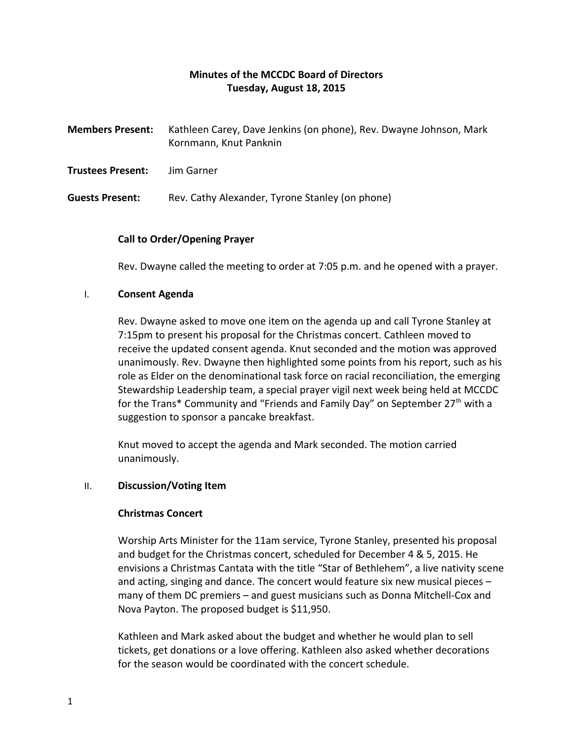# Minutes of the MCCDC Board of Directors
## Tuesday, August 18, 2015

**Members Present:** Kathleen Carey, Dave Jenkins (on phone), Rev. Dwayne Johnson, Mark Kornmann, Knut Panknin

**Trustees Present:** Jim Garner

**Guests Present:** Rev. Cathy Alexander, Tyrone Stanley (on phone)

### Call to Order/Opening Prayer

Rev. Dwayne called the meeting to order at 7:05 p.m. and he opened with a prayer.

### I. Consent Agenda

Rev. Dwayne asked to move one item on the agenda up and call Tyrone Stanley at 7:15pm to present his proposal for the Christmas concert. Cathleen moved to receive the updated consent agenda. Knut seconded and the motion was approved unanimously. Rev. Dwayne then highlighted some points from his report, such as his role as Elder on the denominational task force on racial reconciliation, the emerging Stewardship Leadership team, a special prayer vigil next week being held at MCCDC for the Trans* Community and "Friends and Family Day" on September 27th with a suggestion to sponsor a pancake breakfast.

Knut moved to accept the agenda and Mark seconded. The motion carried unanimously.

### II. Discussion/Voting Item

#### Christmas Concert

Worship Arts Minister for the 11am service, Tyrone Stanley, presented his proposal and budget for the Christmas concert, scheduled for December 4 & 5, 2015. He envisions a Christmas Cantata with the title "Star of Bethlehem", a live nativity scene and acting, singing and dance. The concert would feature six new musical pieces – many of them DC premiers – and guest musicians such as Donna Mitchell-Cox and Nova Payton. The proposed budget is $11,950.

Kathleen and Mark asked about the budget and whether he would plan to sell tickets, get donations or a love offering. Kathleen also asked whether decorations for the season would be coordinated with the concert schedule.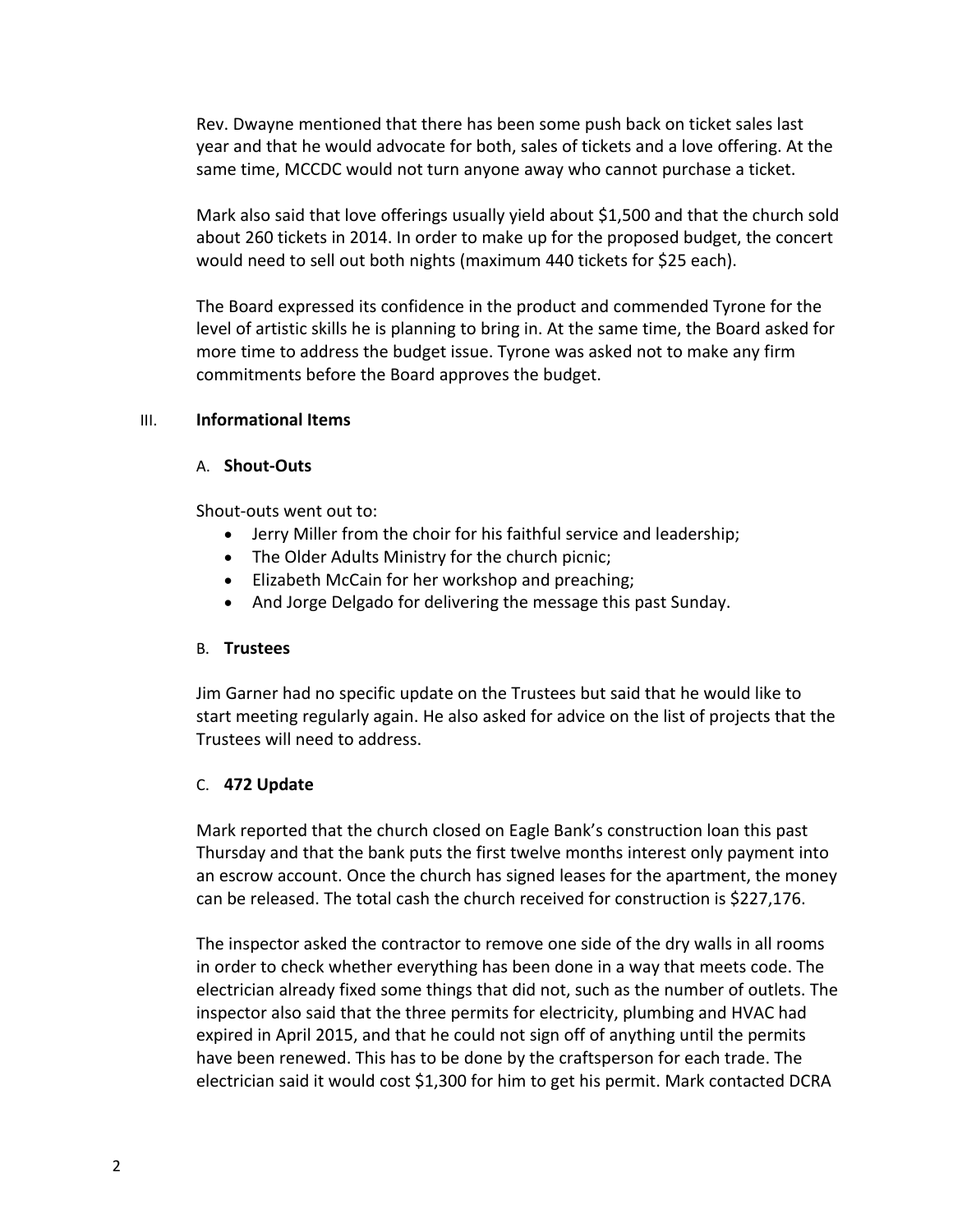Rev. Dwayne mentioned that there has been some push back on ticket sales last year and that he would advocate for both, sales of tickets and a love offering. At the same time, MCCDC would not turn anyone away who cannot purchase a ticket.

Mark also said that love offerings usually yield about $1,500 and that the church sold about 260 tickets in 2014. In order to make up for the proposed budget, the concert would need to sell out both nights (maximum 440 tickets for $25 each).

The Board expressed its confidence in the product and commended Tyrone for the level of artistic skills he is planning to bring in. At the same time, the Board asked for more time to address the budget issue. Tyrone was asked not to make any firm commitments before the Board approves the budget.

## III. **Informational Items**

### A. **Shout-Outs**

Shout-outs went out to:

- Jerry Miller from the choir for his faithful service and leadership;
- The Older Adults Ministry for the church picnic;
- Elizabeth McCain for her workshop and preaching;
- And Jorge Delgado for delivering the message this past Sunday.

### B. **Trustees**

Jim Garner had no specific update on the Trustees but said that he would like to start meeting regularly again. He also asked for advice on the list of projects that the Trustees will need to address.

### C. **472 Update**

Mark reported that the church closed on Eagle Bank's construction loan this past Thursday and that the bank puts the first twelve months interest only payment into an escrow account. Once the church has signed leases for the apartment, the money can be released. The total cash the church received for construction is $227,176.

The inspector asked the contractor to remove one side of the dry walls in all rooms in order to check whether everything has been done in a way that meets code. The electrician already fixed some things that did not, such as the number of outlets. The inspector also said that the three permits for electricity, plumbing and HVAC had expired in April 2015, and that he could not sign off of anything until the permits have been renewed. This has to be done by the craftsperson for each trade. The electrician said it would cost $1,300 for him to get his permit. Mark contacted DCRA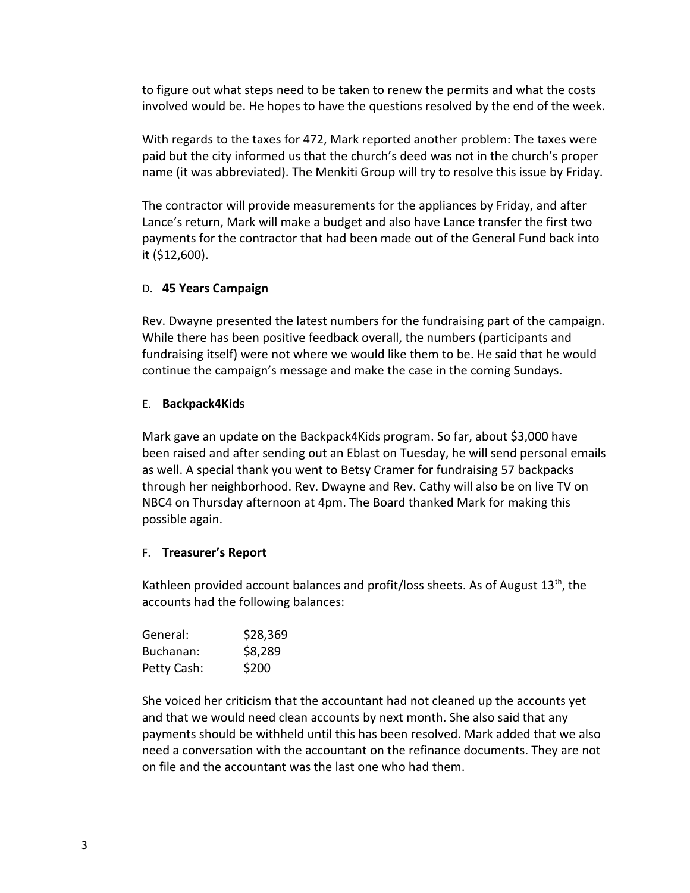to figure out what steps need to be taken to renew the permits and what the costs involved would be. He hopes to have the questions resolved by the end of the week.

With regards to the taxes for 472, Mark reported another problem: The taxes were paid but the city informed us that the church's deed was not in the church's proper name (it was abbreviated). The Menkiti Group will try to resolve this issue by Friday.

The contractor will provide measurements for the appliances by Friday, and after Lance's return, Mark will make a budget and also have Lance transfer the first two payments for the contractor that had been made out of the General Fund back into it ($12,600).

### D. **45 Years Campaign**

Rev. Dwayne presented the latest numbers for the fundraising part of the campaign. While there has been positive feedback overall, the numbers (participants and fundraising itself) were not where we would like them to be. He said that he would continue the campaign's message and make the case in the coming Sundays.

### E. **Backpack4Kids**

Mark gave an update on the Backpack4Kids program. So far, about $3,000 have been raised and after sending out an Eblast on Tuesday, he will send personal emails as well. A special thank you went to Betsy Cramer for fundraising 57 backpacks through her neighborhood. Rev. Dwayne and Rev. Cathy will also be on live TV on NBC4 on Thursday afternoon at 4pm. The Board thanked Mark for making this possible again.

### F. **Treasurer's Report**

Kathleen provided account balances and profit/loss sheets. As of August 13th, the accounts had the following balances:

| | |
|---|---|
| General: | $28,369 |
| Buchanan: | $8,289 |
| Petty Cash: | $200 |

She voiced her criticism that the accountant had not cleaned up the accounts yet and that we would need clean accounts by next month. She also said that any payments should be withheld until this has been resolved. Mark added that we also need a conversation with the accountant on the refinance documents. They are not on file and the accountant was the last one who had them.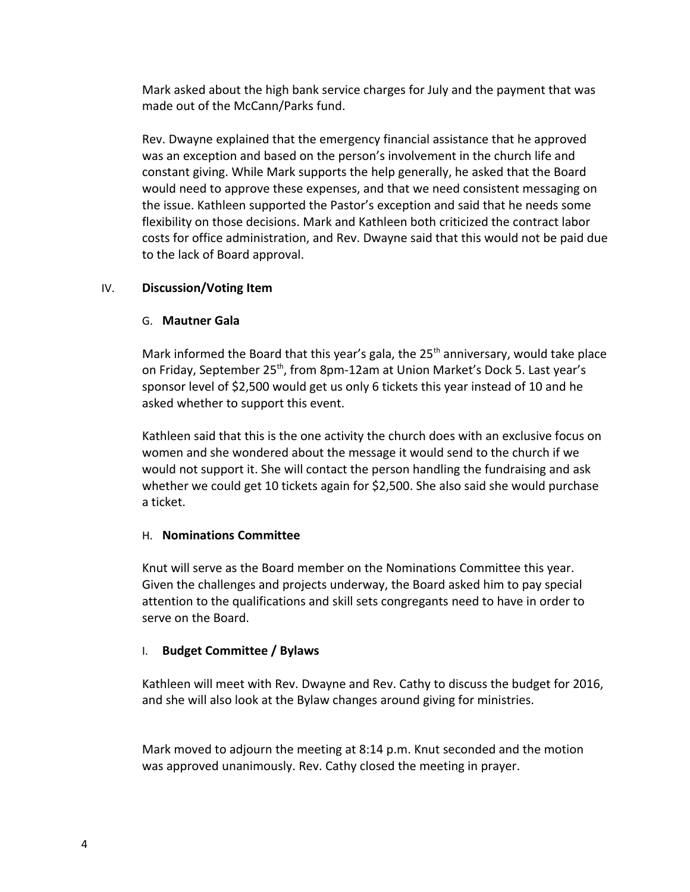Mark asked about the high bank service charges for July and the payment that was made out of the McCann/Parks fund.

Rev. Dwayne explained that the emergency financial assistance that he approved was an exception and based on the person's involvement in the church life and constant giving. While Mark supports the help generally, he asked that the Board would need to approve these expenses, and that we need consistent messaging on the issue. Kathleen supported the Pastor's exception and said that he needs some flexibility on those decisions. Mark and Kathleen both criticized the contract labor costs for office administration, and Rev. Dwayne said that this would not be paid due to the lack of Board approval.

## IV. **Discussion/Voting Item**

### G. **Mautner Gala**

Mark informed the Board that this year's gala, the 25th anniversary, would take place on Friday, September 25th, from 8pm-12am at Union Market's Dock 5. Last year's sponsor level of $2,500 would get us only 6 tickets this year instead of 10 and he asked whether to support this event.

Kathleen said that this is the one activity the church does with an exclusive focus on women and she wondered about the message it would send to the church if we would not support it. She will contact the person handling the fundraising and ask whether we could get 10 tickets again for $2,500. She also said she would purchase a ticket.

### H. **Nominations Committee**

Knut will serve as the Board member on the Nominations Committee this year. Given the challenges and projects underway, the Board asked him to pay special attention to the qualifications and skill sets congregants need to have in order to serve on the Board.

### I. **Budget Committee / Bylaws**

Kathleen will meet with Rev. Dwayne and Rev. Cathy to discuss the budget for 2016, and she will also look at the Bylaw changes around giving for ministries.

Mark moved to adjourn the meeting at 8:14 p.m. Knut seconded and the motion was approved unanimously. Rev. Cathy closed the meeting in prayer.